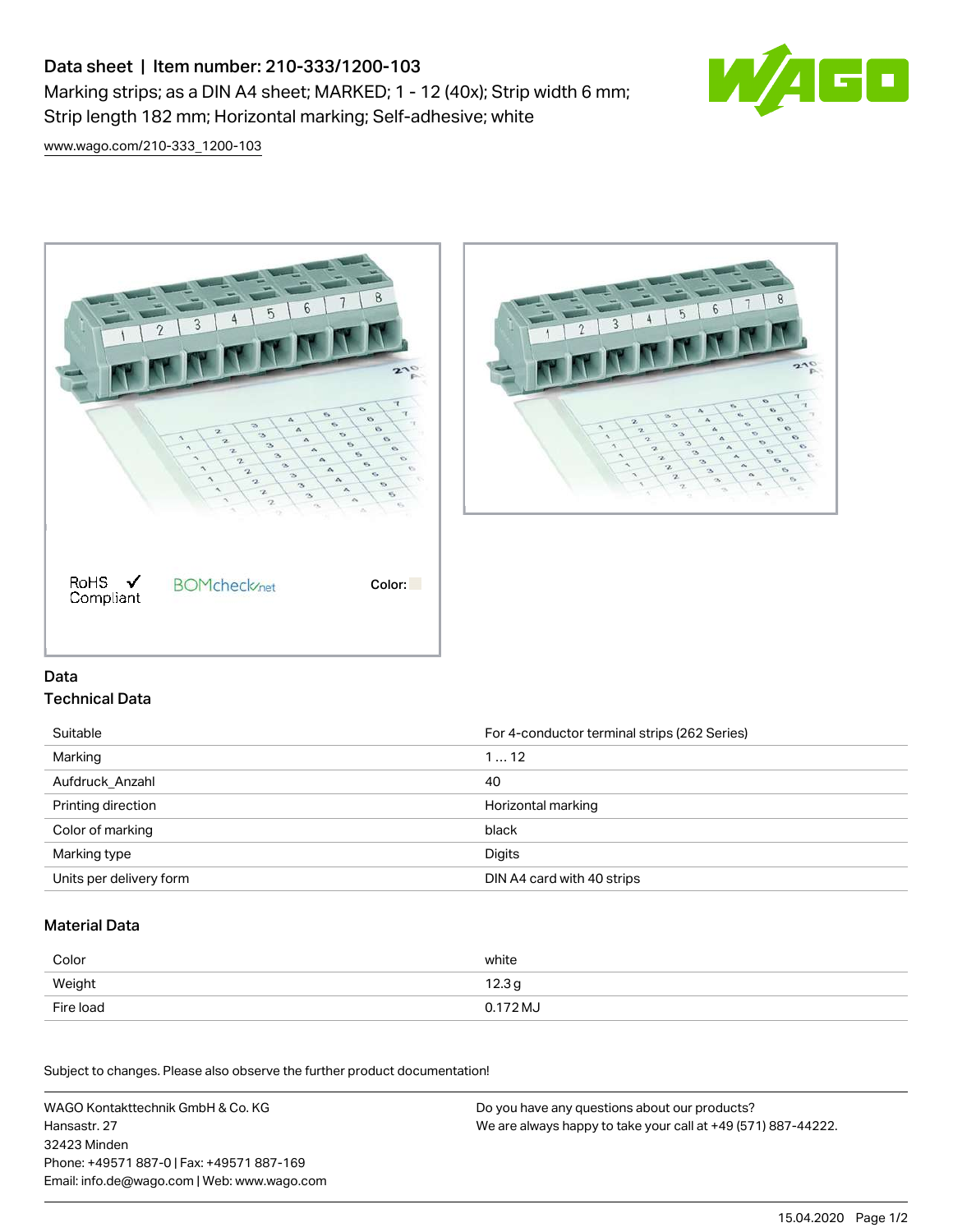# Data sheet | Item number: 210-333/1200-103

Marking strips; as a DIN A4 sheet; MARKED; 1 - 12 (40x); Strip width 6 mm; Strip length 182 mm; Horizontal marking; Self-adhesive; white

www.wago.com/210-333_1200-103

RoHS Compliant ✓ BOMcheck.net Color:

## Data

### Technical Data

| | |
|---|---|
| Suitable | For 4-conductor terminal strips (262 Series) |
| Marking | 1 … 12 |
| Aufdruck_Anzahl | 40 |
| Printing direction | Horizontal marking |
| Color of marking | black |
| Marking type | Digits |
| Units per delivery form | DIN A4 card with 40 strips |

### Material Data

| | |
|---|---|
| Color | white |
| Weight | 12.3 g |
| Fire load | 0.172 MJ |

Subject to changes. Please also observe the further product documentation!

WAGO Kontakttechnik GmbH & Co. KG
Hansastr. 27
32423 Minden
Phone: +49571 887-0 | Fax: +49571 887-169
Email: info.de@wago.com | Web: www.wago.com

Do you have any questions about our products?
We are always happy to take your call at +49 (571) 887-44222.

15.04.2020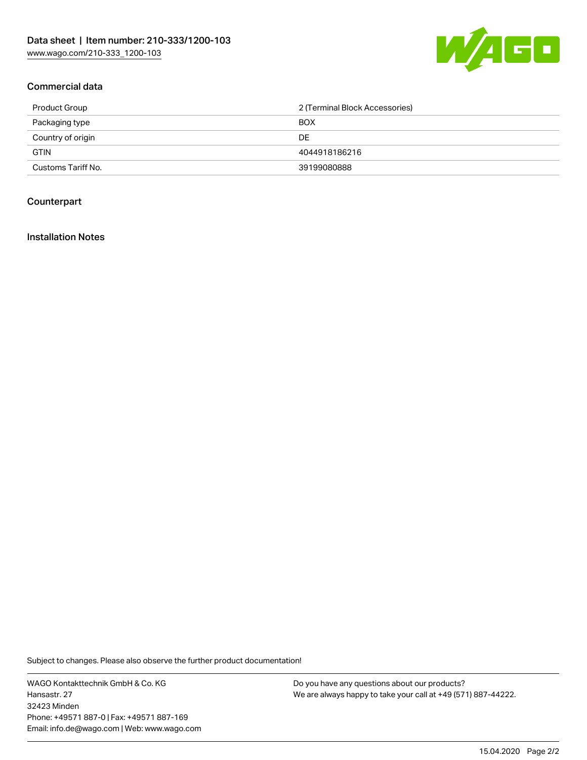## Commercial data

| | |
|---|---|
| Product Group | 2 (Terminal Block Accessories) |
| Packaging type | BOX |
| Country of origin | DE |
| GTIN | 4044918186216 |
| Customs Tariff No. | 39199080888 |

## Counterpart

## Installation Notes

Subject to changes. Please also observe the further product documentation!

WAGO Kontakttechnik GmbH & Co. KG
Hansastr. 27
32423 Minden
Phone: +49571 887-0 | Fax: +49571 887-169
Email: info.de@wago.com | Web: www.wago.com

Do you have any questions about our products?
We are always happy to take your call at +49 (571) 887-44222.